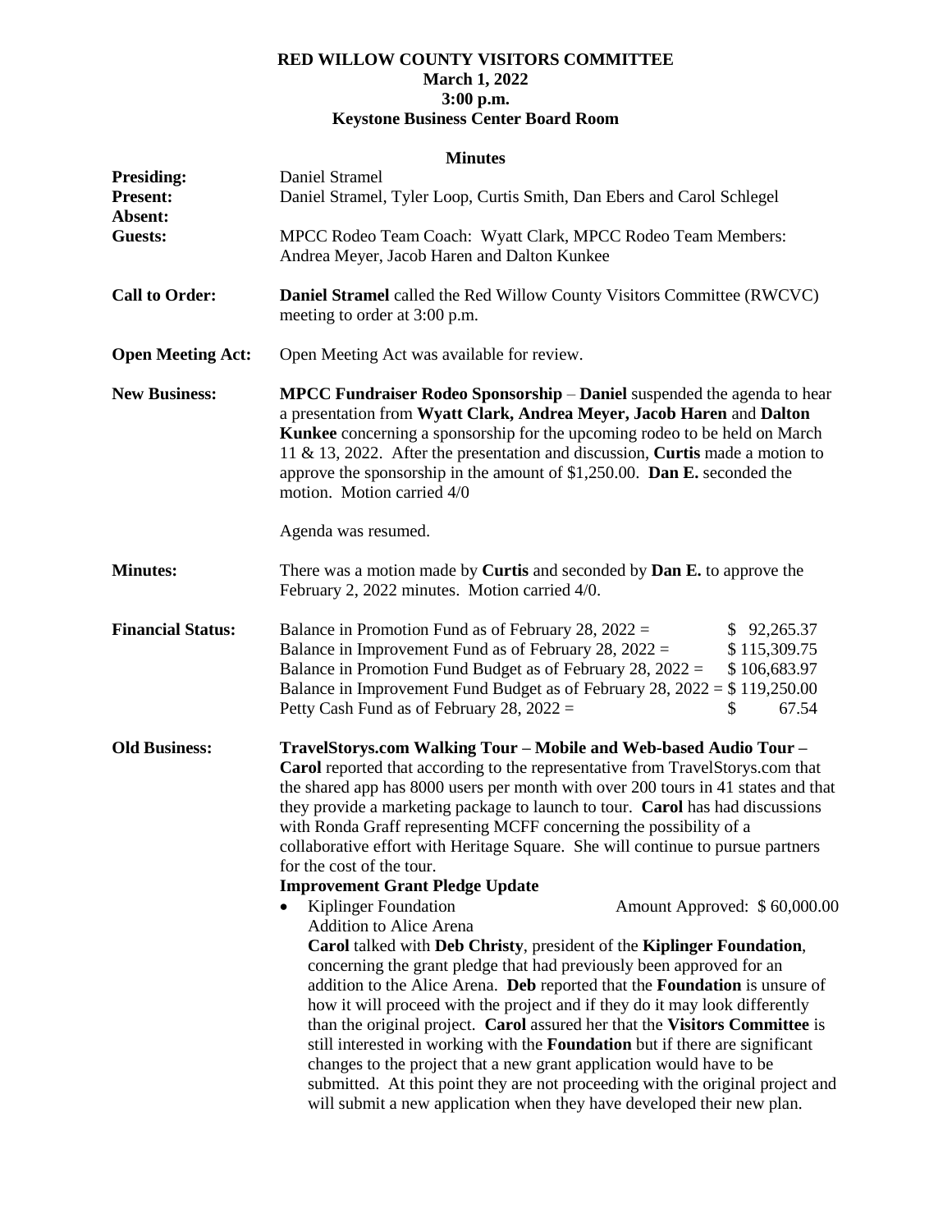**RED WILLOW COUNTY VISITORS COMMITTEE**
**March 1, 2022**
**3:00 p.m.**
**Keystone Business Center Board Room**

**Minutes**

**Presiding:** Daniel Stramel

**Present:** Daniel Stramel, Tyler Loop, Curtis Smith, Dan Ebers and Carol Schlegel

**Absent:**

**Guests:** MPCC Rodeo Team Coach: Wyatt Clark, MPCC Rodeo Team Members: Andrea Meyer, Jacob Haren and Dalton Kunkee

**Call to Order:** **Daniel Stramel** called the Red Willow County Visitors Committee (RWCVC) meeting to order at 3:00 p.m.

**Open Meeting Act:** Open Meeting Act was available for review.

**New Business:** **MPCC Fundraiser Rodeo Sponsorship** – **Daniel** suspended the agenda to hear a presentation from **Wyatt Clark, Andrea Meyer, Jacob Haren** and **Dalton Kunkee** concerning a sponsorship for the upcoming rodeo to be held on March 11 & 13, 2022. After the presentation and discussion, **Curtis** made a motion to approve the sponsorship in the amount of $1,250.00. **Dan E.** seconded the motion. Motion carried 4/0

Agenda was resumed.

**Minutes:** There was a motion made by **Curtis** and seconded by **Dan E.** to approve the February 2, 2022 minutes. Motion carried 4/0.

**Financial Status:**

| | |
|---|---|
| Balance in Promotion Fund as of February 28, 2022 = | $ 92,265.37 |
| Balance in Improvement Fund as of February 28, 2022 = | $ 115,309.75 |
| Balance in Promotion Fund Budget as of February 28, 2022 = | $ 106,683.97 |
| Balance in Improvement Fund Budget as of February 28, 2022 = | $ 119,250.00 |
| Petty Cash Fund as of February 28, 2022 = | $ 67.54 |

**Old Business:** **TravelStorys.com Walking Tour – Mobile and Web-based Audio Tour – Carol** reported that according to the representative from TravelStorys.com that the shared app has 8000 users per month with over 200 tours in 41 states and that they provide a marketing package to launch to tour. **Carol** has had discussions with Ronda Graff representing MCFF concerning the possibility of a collaborative effort with Heritage Square. She will continue to pursue partners for the cost of the tour.

**Improvement Grant Pledge Update**

- Kiplinger Foundation — Amount Approved: $ 60,000.00
  Addition to Alice Arena
  **Carol** talked with **Deb Christy**, president of the **Kiplinger Foundation**, concerning the grant pledge that had previously been approved for an addition to the Alice Arena. **Deb** reported that the **Foundation** is unsure of how it will proceed with the project and if they do it may look differently than the original project. **Carol** assured her that the **Visitors Committee** is still interested in working with the **Foundation** but if there are significant changes to the project that a new grant application would have to be submitted. At this point they are not proceeding with the original project and will submit a new application when they have developed their new plan.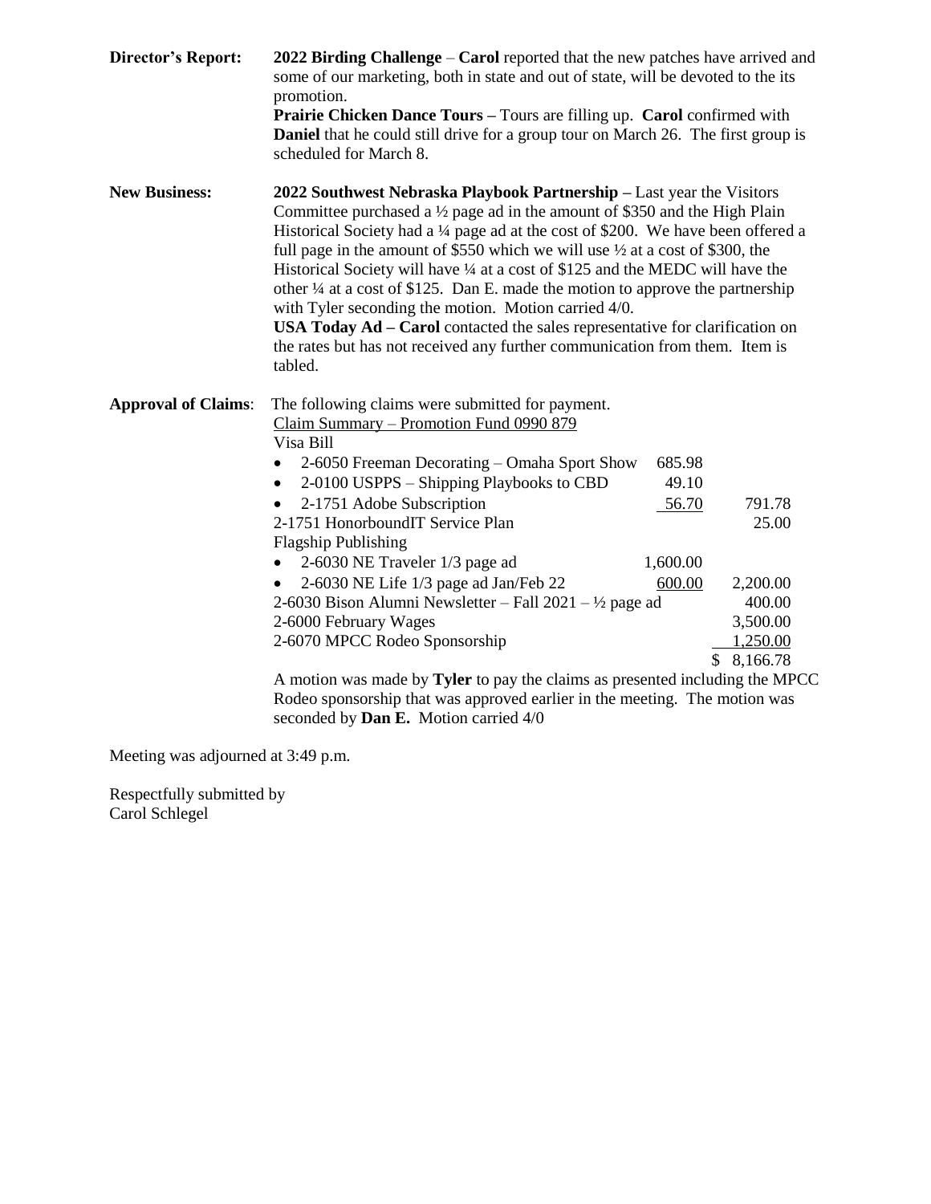**Director's Report:** **2022 Birding Challenge** – **Carol** reported that the new patches have arrived and some of our marketing, both in state and out of state, will be devoted to the its promotion.

**Prairie Chicken Dance Tours –** Tours are filling up. **Carol** confirmed with **Daniel** that he could still drive for a group tour on March 26. The first group is scheduled for March 8.

**New Business:** **2022 Southwest Nebraska Playbook Partnership –** Last year the Visitors Committee purchased a ½ page ad in the amount of $350 and the High Plain Historical Society had a ¼ page ad at the cost of $200. We have been offered a full page in the amount of $550 which we will use ½ at a cost of $300, the Historical Society will have ¼ at a cost of $125 and the MEDC will have the other ¼ at a cost of $125. Dan E. made the motion to approve the partnership with Tyler seconding the motion. Motion carried 4/0.

**USA Today Ad – Carol** contacted the sales representative for clarification on the rates but has not received any further communication from them. Item is tabled.

**Approval of Claims**: The following claims were submitted for payment.

Claim Summary – Promotion Fund 0990 879

| | | |
|---|---|---|
| Visa Bill | | |
| • 2-6050 Freeman Decorating – Omaha Sport Show | 685.98 | |
| • 2-0100 USPPS – Shipping Playbooks to CBD | 49.10 | |
| • 2-1751 Adobe Subscription | 56.70 | 791.78 |
| 2-1751 HonorboundIT Service Plan | | 25.00 |
| Flagship Publishing | | |
| • 2-6030 NE Traveler 1/3 page ad | 1,600.00 | |
| • 2-6030 NE Life 1/3 page ad Jan/Feb 22 | 600.00 | 2,200.00 |
| 2-6030 Bison Alumni Newsletter – Fall 2021 – ½ page ad | | 400.00 |
| 2-6000 February Wages | | 3,500.00 |
| 2-6070 MPCC Rodeo Sponsorship | | 1,250.00 |
| | | $ 8,166.78 |

A motion was made by **Tyler** to pay the claims as presented including the MPCC Rodeo sponsorship that was approved earlier in the meeting. The motion was seconded by **Dan E.** Motion carried 4/0

Meeting was adjourned at 3:49 p.m.

Respectfully submitted by
Carol Schlegel